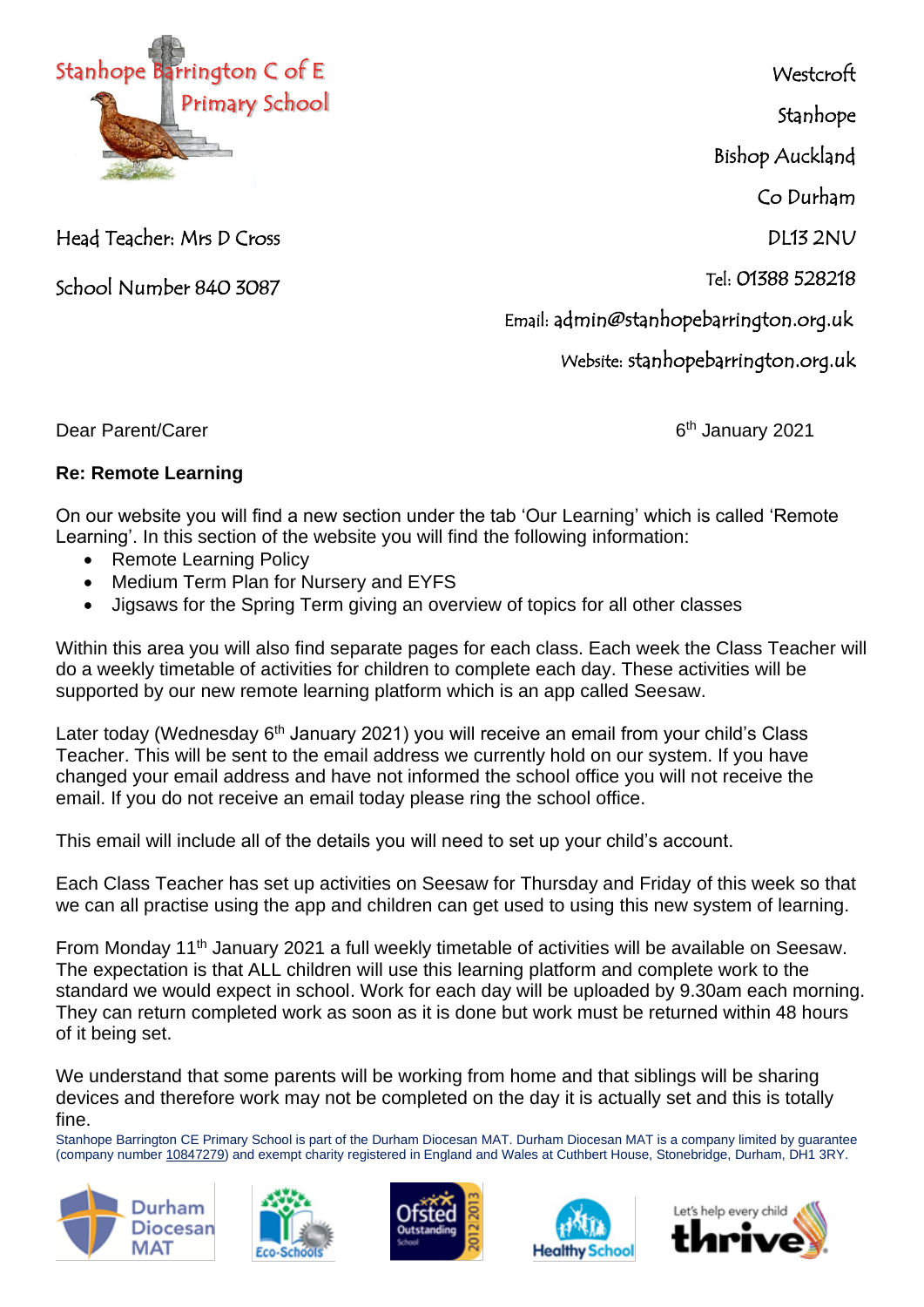Stanhope Barrington C of E Primary School

Head Teacher: Mrs D Cross

School Number 840 3087

Westcroft
Stanhope
Bishop Auckland
Co Durham
DL13 2NU

Tel: 01388 528218

Email: admin@stanhopebarrington.org.uk

Website: stanhopebarrington.org.uk

Dear Parent/Carer

6th January 2021

**Re: Remote Learning**

On our website you will find a new section under the tab 'Our Learning' which is called 'Remote Learning'. In this section of the website you will find the following information:

- Remote Learning Policy
- Medium Term Plan for Nursery and EYFS
- Jigsaws for the Spring Term giving an overview of topics for all other classes

Within this area you will also find separate pages for each class. Each week the Class Teacher will do a weekly timetable of activities for children to complete each day. These activities will be supported by our new remote learning platform which is an app called Seesaw.

Later today (Wednesday 6th January 2021) you will receive an email from your child's Class Teacher. This will be sent to the email address we currently hold on our system. If you have changed your email address and have not informed the school office you will not receive the email. If you do not receive an email today please ring the school office.

This email will include all of the details you will need to set up your child's account.

Each Class Teacher has set up activities on Seesaw for Thursday and Friday of this week so that we can all practise using the app and children can get used to using this new system of learning.

From Monday 11th January 2021 a full weekly timetable of activities will be available on Seesaw. The expectation is that ALL children will use this learning platform and complete work to the standard we would expect in school. Work for each day will be uploaded by 9.30am each morning. They can return completed work as soon as it is done but work must be returned within 48 hours of it being set.

We understand that some parents will be working from home and that siblings will be sharing devices and therefore work may not be completed on the day it is actually set and this is totally fine.

Stanhope Barrington CE Primary School is part of the Durham Diocesan MAT. Durham Diocesan MAT is a company limited by guarantee (company number 10847279) and exempt charity registered in England and Wales at Cuthbert House, Stonebridge, Durham, DH1 3RY.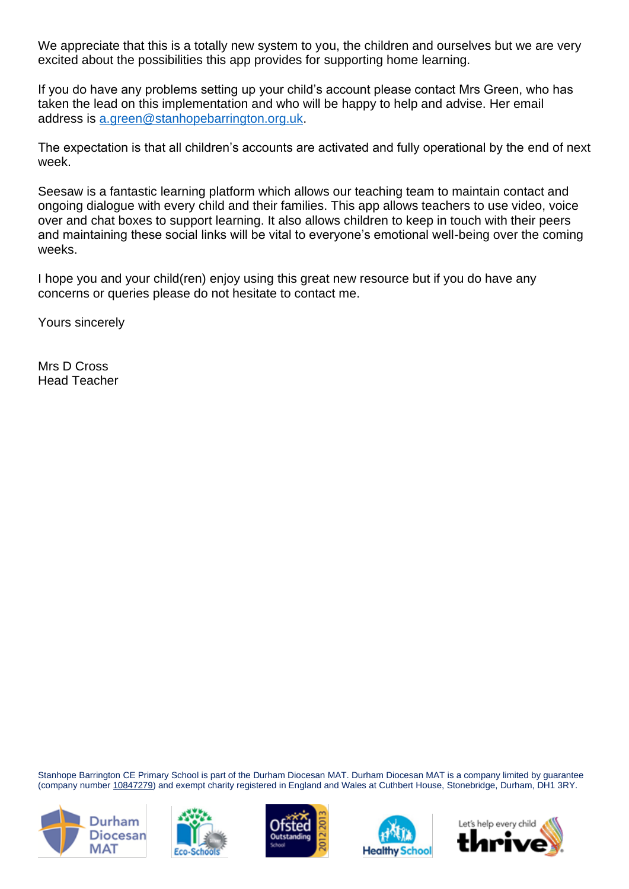We appreciate that this is a totally new system to you, the children and ourselves but we are very excited about the possibilities this app provides for supporting home learning.

If you do have any problems setting up your child's account please contact Mrs Green, who has taken the lead on this implementation and who will be happy to help and advise. Her email address is a.green@stanhopebarrington.org.uk.

The expectation is that all children's accounts are activated and fully operational by the end of next week.

Seesaw is a fantastic learning platform which allows our teaching team to maintain contact and ongoing dialogue with every child and their families. This app allows teachers to use video, voice over and chat boxes to support learning. It also allows children to keep in touch with their peers and maintaining these social links will be vital to everyone's emotional well-being over the coming weeks.

I hope you and your child(ren) enjoy using this great new resource but if you do have any concerns or queries please do not hesitate to contact me.

Yours sincerely

Mrs D Cross
Head Teacher

Stanhope Barrington CE Primary School is part of the Durham Diocesan MAT. Durham Diocesan MAT is a company limited by guarantee (company number 10847279) and exempt charity registered in England and Wales at Cuthbert House, Stonebridge, Durham, DH1 3RY.